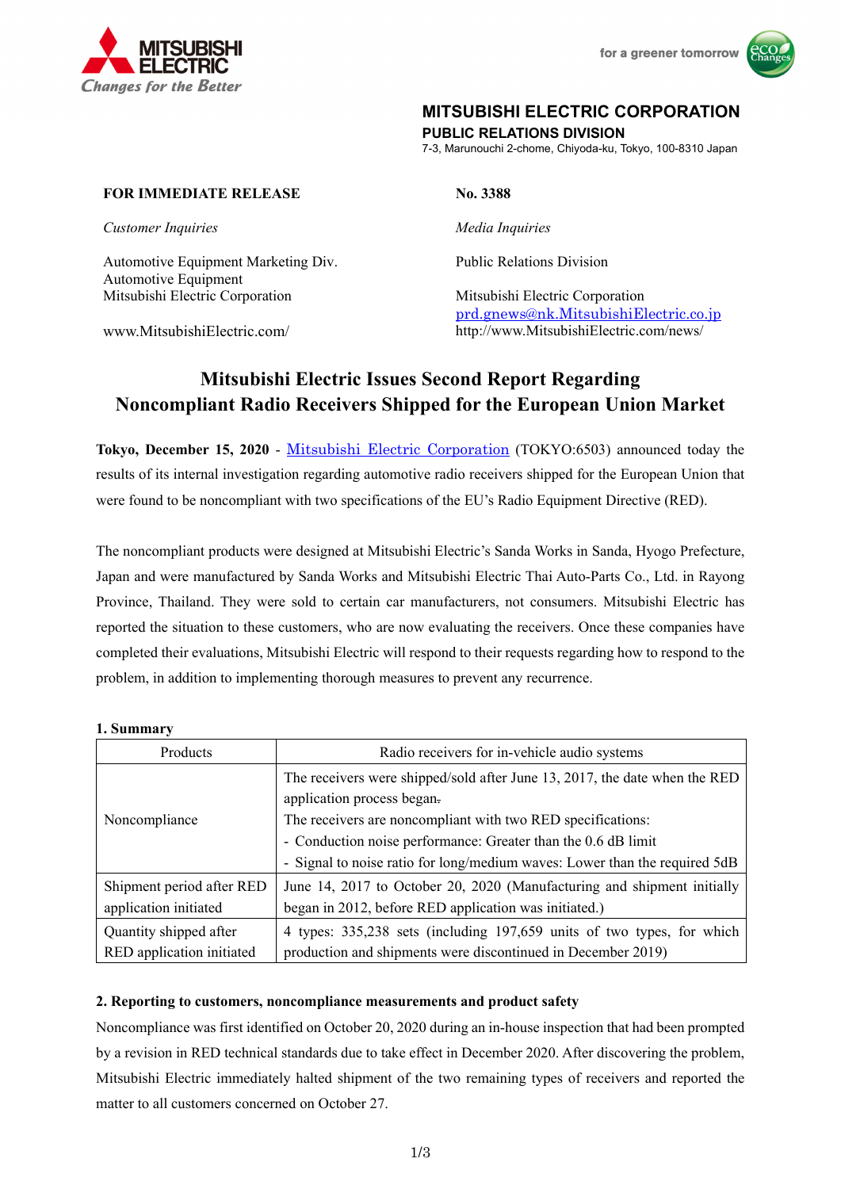MITSUBISHI ELECTRIC
*Changes for the Better*

for a greener tomorrow

**MITSUBISHI ELECTRIC CORPORATION**
**PUBLIC RELATIONS DIVISION**
7-3, Marunouchi 2-chome, Chiyoda-ku, Tokyo, 100-8310 Japan

**FOR IMMEDIATE RELEASE**

**No. 3388**

*Customer Inquiries*

Automotive Equipment Marketing Div.
Automotive Equipment
Mitsubishi Electric Corporation

www.MitsubishiElectric.com/

*Media Inquiries*

Public Relations Division

Mitsubishi Electric Corporation
prd.gnews@nk.MitsubishiElectric.co.jp
http://www.MitsubishiElectric.com/news/

# Mitsubishi Electric Issues Second Report Regarding Noncompliant Radio Receivers Shipped for the European Union Market

**Tokyo, December 15, 2020** - Mitsubishi Electric Corporation (TOKYO:6503) announced today the results of its internal investigation regarding automotive radio receivers shipped for the European Union that were found to be noncompliant with two specifications of the EU's Radio Equipment Directive (RED).

The noncompliant products were designed at Mitsubishi Electric's Sanda Works in Sanda, Hyogo Prefecture, Japan and were manufactured by Sanda Works and Mitsubishi Electric Thai Auto-Parts Co., Ltd. in Rayong Province, Thailand. They were sold to certain car manufacturers, not consumers. Mitsubishi Electric has reported the situation to these customers, who are now evaluating the receivers. Once these companies have completed their evaluations, Mitsubishi Electric will respond to their requests regarding how to respond to the problem, in addition to implementing thorough measures to prevent any recurrence.

### 1. Summary

| Products | Radio receivers for in-vehicle audio systems |
|---|---|
| Noncompliance | The receivers were shipped/sold after June 13, 2017, the date when the RED application process began.<br>The receivers are noncompliant with two RED specifications:<br>- Conduction noise performance: Greater than the 0.6 dB limit<br>- Signal to noise ratio for long/medium waves: Lower than the required 5dB |
| Shipment period after RED application initiated | June 14, 2017 to October 20, 2020 (Manufacturing and shipment initially began in 2012, before RED application was initiated.) |
| Quantity shipped after RED application initiated | 4 types: 335,238 sets (including 197,659 units of two types, for which production and shipments were discontinued in December 2019) |

### 2. Reporting to customers, noncompliance measurements and product safety

Noncompliance was first identified on October 20, 2020 during an in-house inspection that had been prompted by a revision in RED technical standards due to take effect in December 2020. After discovering the problem, Mitsubishi Electric immediately halted shipment of the two remaining types of receivers and reported the matter to all customers concerned on October 27.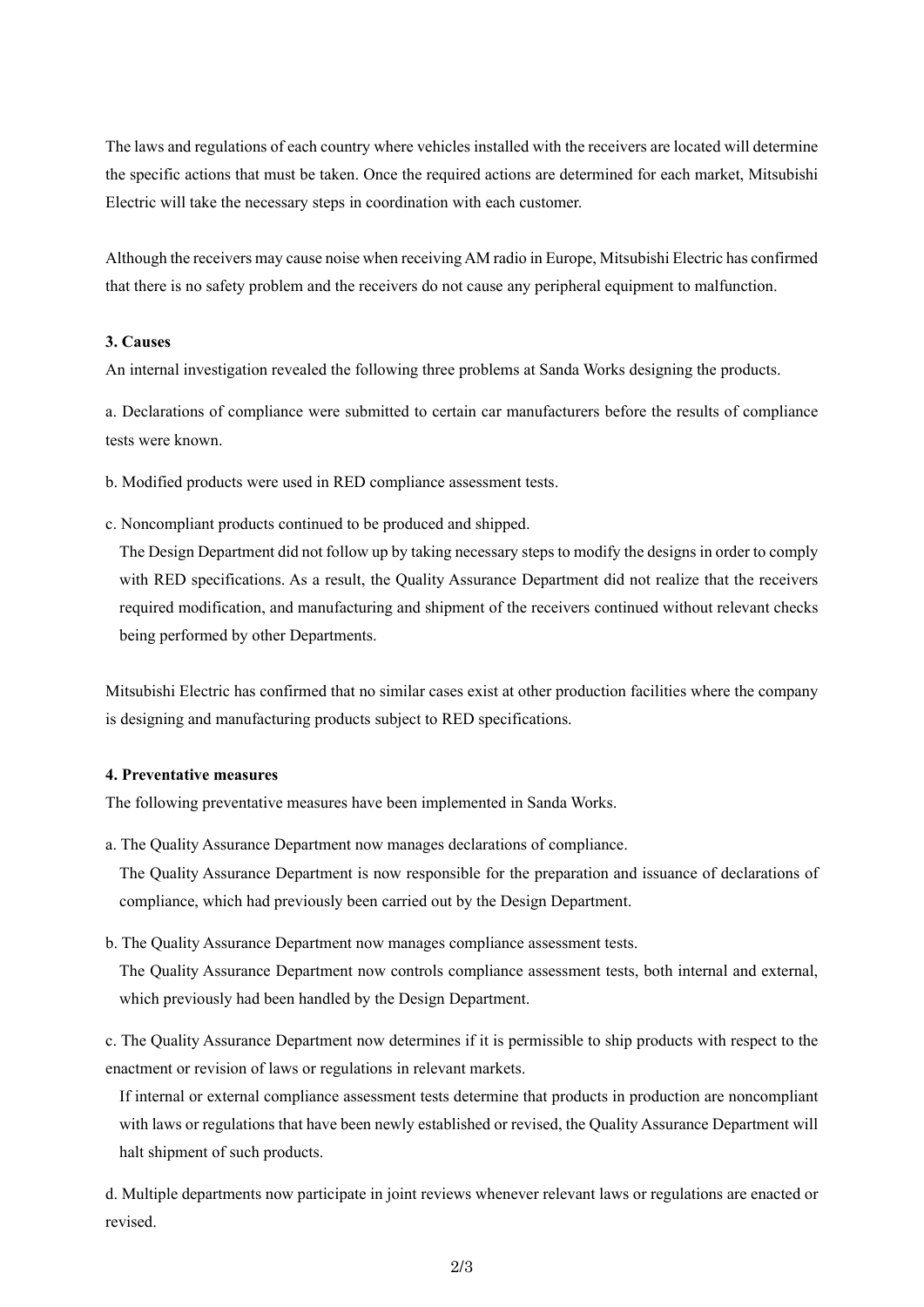The laws and regulations of each country where vehicles installed with the receivers are located will determine the specific actions that must be taken. Once the required actions are determined for each market, Mitsubishi Electric will take the necessary steps in coordination with each customer.

Although the receivers may cause noise when receiving AM radio in Europe, Mitsubishi Electric has confirmed that there is no safety problem and the receivers do not cause any peripheral equipment to malfunction.

### 3. Causes

An internal investigation revealed the following three problems at Sanda Works designing the products.

a. Declarations of compliance were submitted to certain car manufacturers before the results of compliance tests were known.

b. Modified products were used in RED compliance assessment tests.

c. Noncompliant products continued to be produced and shipped.
The Design Department did not follow up by taking necessary steps to modify the designs in order to comply with RED specifications. As a result, the Quality Assurance Department did not realize that the receivers required modification, and manufacturing and shipment of the receivers continued without relevant checks being performed by other Departments.

Mitsubishi Electric has confirmed that no similar cases exist at other production facilities where the company is designing and manufacturing products subject to RED specifications.

### 4. Preventative measures

The following preventative measures have been implemented in Sanda Works.

a. The Quality Assurance Department now manages declarations of compliance.
The Quality Assurance Department is now responsible for the preparation and issuance of declarations of compliance, which had previously been carried out by the Design Department.

b. The Quality Assurance Department now manages compliance assessment tests.
The Quality Assurance Department now controls compliance assessment tests, both internal and external, which previously had been handled by the Design Department.

c. The Quality Assurance Department now determines if it is permissible to ship products with respect to the enactment or revision of laws or regulations in relevant markets.
If internal or external compliance assessment tests determine that products in production are noncompliant with laws or regulations that have been newly established or revised, the Quality Assurance Department will halt shipment of such products.

d. Multiple departments now participate in joint reviews whenever relevant laws or regulations are enacted or revised.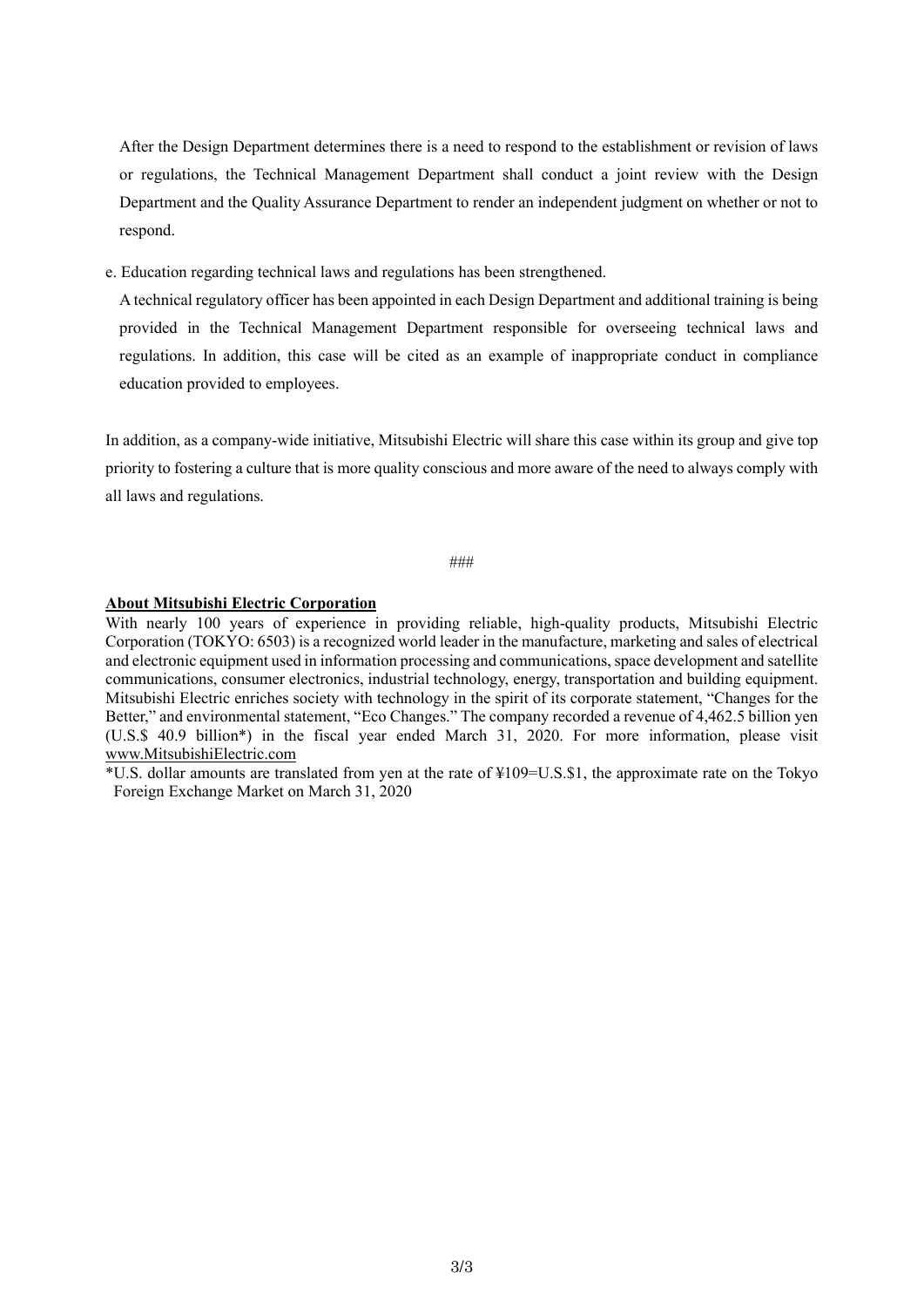After the Design Department determines there is a need to respond to the establishment or revision of laws or regulations, the Technical Management Department shall conduct a joint review with the Design Department and the Quality Assurance Department to render an independent judgment on whether or not to respond.

e. Education regarding technical laws and regulations has been strengthened.

A technical regulatory officer has been appointed in each Design Department and additional training is being provided in the Technical Management Department responsible for overseeing technical laws and regulations. In addition, this case will be cited as an example of inappropriate conduct in compliance education provided to employees.

In addition, as a company-wide initiative, Mitsubishi Electric will share this case within its group and give top priority to fostering a culture that is more quality conscious and more aware of the need to always comply with all laws and regulations.

###

**About Mitsubishi Electric Corporation**

With nearly 100 years of experience in providing reliable, high-quality products, Mitsubishi Electric Corporation (TOKYO: 6503) is a recognized world leader in the manufacture, marketing and sales of electrical and electronic equipment used in information processing and communications, space development and satellite communications, consumer electronics, industrial technology, energy, transportation and building equipment. Mitsubishi Electric enriches society with technology in the spirit of its corporate statement, "Changes for the Better," and environmental statement, "Eco Changes." The company recorded a revenue of 4,462.5 billion yen (U.S.$ 40.9 billion*) in the fiscal year ended March 31, 2020. For more information, please visit www.MitsubishiElectric.com

*U.S. dollar amounts are translated from yen at the rate of ¥109=U.S.$1, the approximate rate on the Tokyo Foreign Exchange Market on March 31, 2020